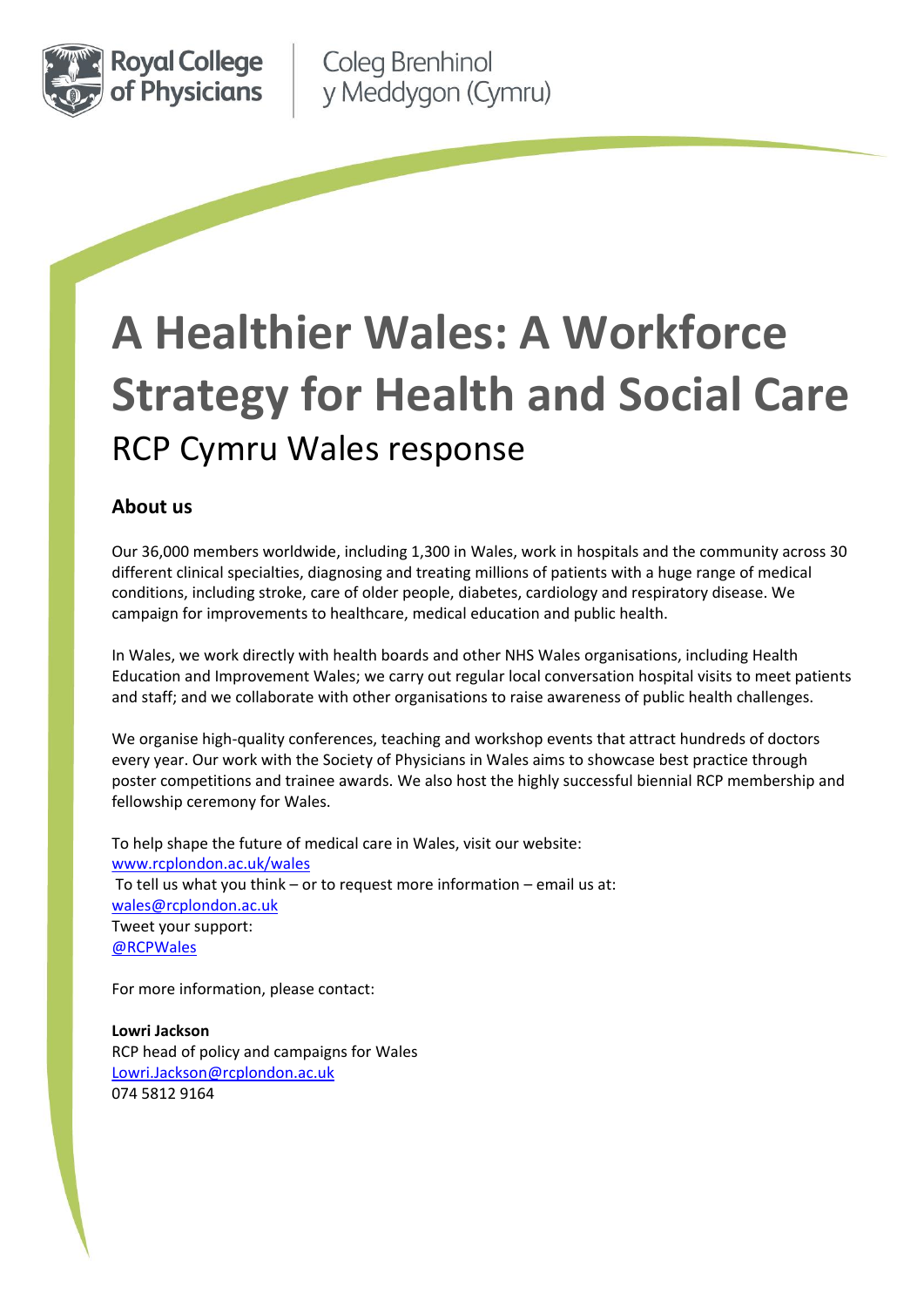Royal College of Physicians

Coleg Brenhinol y Meddygon (Cymru)

# A Healthier Wales: A Workforce Strategy for Health and Social Care

## RCP Cymru Wales response

### About us

Our 36,000 members worldwide, including 1,300 in Wales, work in hospitals and the community across 30 different clinical specialties, diagnosing and treating millions of patients with a huge range of medical conditions, including stroke, care of older people, diabetes, cardiology and respiratory disease. We campaign for improvements to healthcare, medical education and public health.

In Wales, we work directly with health boards and other NHS Wales organisations, including Health Education and Improvement Wales; we carry out regular local conversation hospital visits to meet patients and staff; and we collaborate with other organisations to raise awareness of public health challenges.

We organise high-quality conferences, teaching and workshop events that attract hundreds of doctors every year. Our work with the Society of Physicians in Wales aims to showcase best practice through poster competitions and trainee awards. We also host the highly successful biennial RCP membership and fellowship ceremony for Wales.

To help shape the future of medical care in Wales, visit our website:
www.rcplondon.ac.uk/wales
To tell us what you think – or to request more information – email us at:
wales@rcplondon.ac.uk
Tweet your support:
@RCPWales

For more information, please contact:

**Lowri Jackson**
RCP head of policy and campaigns for Wales
Lowri.Jackson@rcplondon.ac.uk
074 5812 9164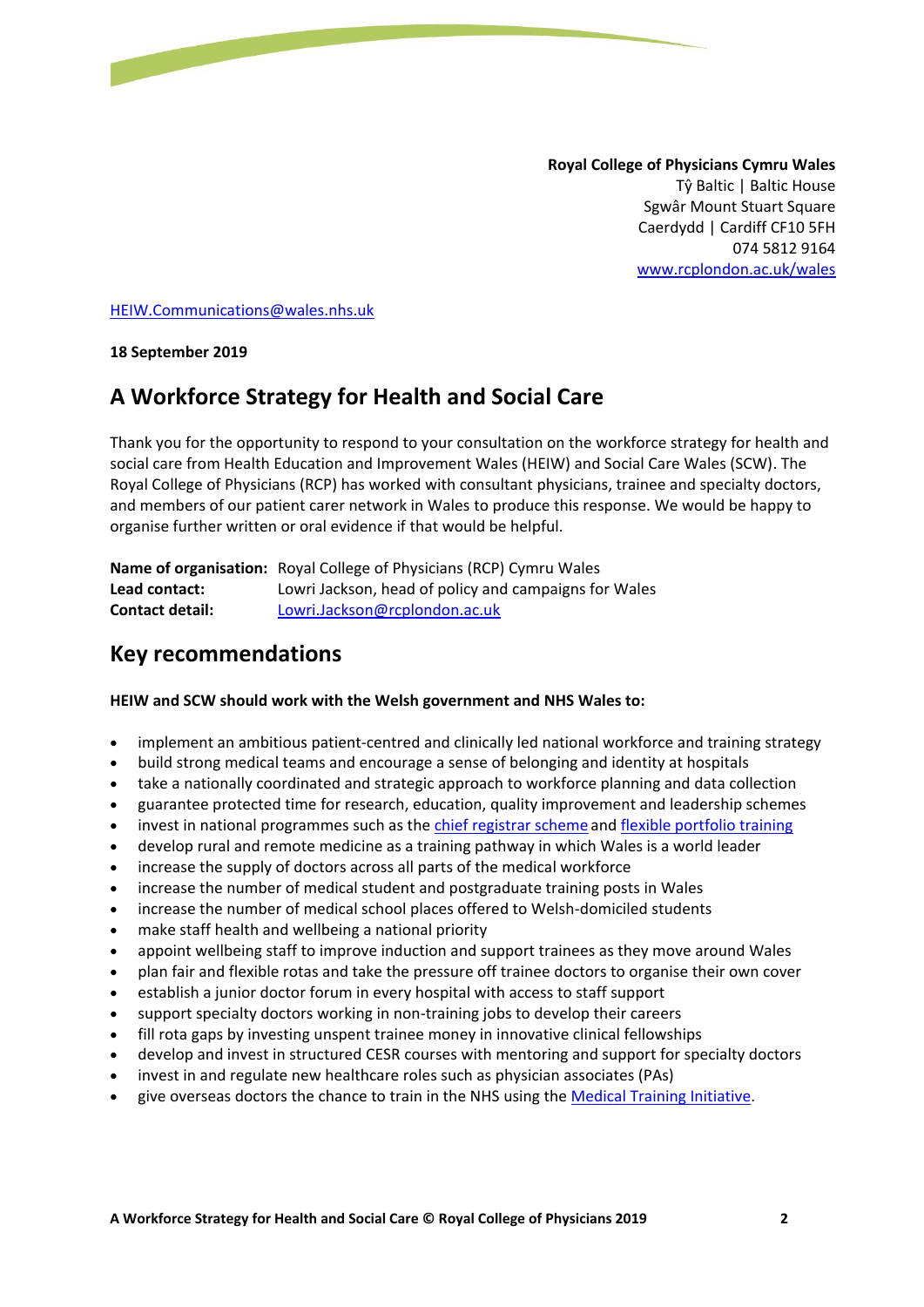**Royal College of Physicians Cymru Wales**
Tŷ Baltic | Baltic House
Sgwâr Mount Stuart Square
Caerdydd | Cardiff CF10 5FH
074 5812 9164
[www.rcplondon.ac.uk/wales](www.rcplondon.ac.uk/wales)

[HEIW.Communications@wales.nhs.uk](mailto:HEIW.Communications@wales.nhs.uk)

**18 September 2019**

# A Workforce Strategy for Health and Social Care

Thank you for the opportunity to respond to your consultation on the workforce strategy for health and social care from Health Education and Improvement Wales (HEIW) and Social Care Wales (SCW). The Royal College of Physicians (RCP) has worked with consultant physicians, trainee and specialty doctors, and members of our patient carer network in Wales to produce this response. We would be happy to organise further written or oral evidence if that would be helpful.

**Name of organisation:** Royal College of Physicians (RCP) Cymru Wales
**Lead contact:** Lowri Jackson, head of policy and campaigns for Wales
**Contact detail:** [Lowri.Jackson@rcplondon.ac.uk](mailto:Lowri.Jackson@rcplondon.ac.uk)

## Key recommendations

**HEIW and SCW should work with the Welsh government and NHS Wales to:**

- implement an ambitious patient-centred and clinically led national workforce and training strategy
- build strong medical teams and encourage a sense of belonging and identity at hospitals
- take a nationally coordinated and strategic approach to workforce planning and data collection
- guarantee protected time for research, education, quality improvement and leadership schemes
- invest in national programmes such as the chief registrar scheme and flexible portfolio training
- develop rural and remote medicine as a training pathway in which Wales is a world leader
- increase the supply of doctors across all parts of the medical workforce
- increase the number of medical student and postgraduate training posts in Wales
- increase the number of medical school places offered to Welsh-domiciled students
- make staff health and wellbeing a national priority
- appoint wellbeing staff to improve induction and support trainees as they move around Wales
- plan fair and flexible rotas and take the pressure off trainee doctors to organise their own cover
- establish a junior doctor forum in every hospital with access to staff support
- support specialty doctors working in non-training jobs to develop their careers
- fill rota gaps by investing unspent trainee money in innovative clinical fellowships
- develop and invest in structured CESR courses with mentoring and support for specialty doctors
- invest in and regulate new healthcare roles such as physician associates (PAs)
- give overseas doctors the chance to train in the NHS using the Medical Training Initiative.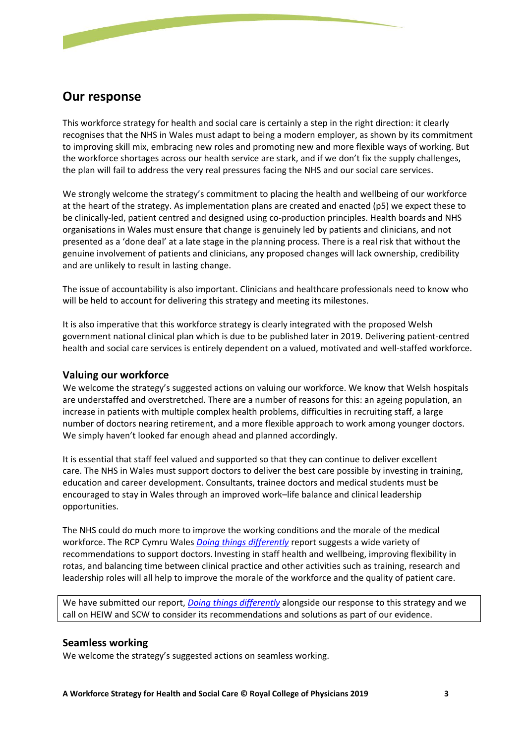## Our response

This workforce strategy for health and social care is certainly a step in the right direction: it clearly recognises that the NHS in Wales must adapt to being a modern employer, as shown by its commitment to improving skill mix, embracing new roles and promoting new and more flexible ways of working. But the workforce shortages across our health service are stark, and if we don't fix the supply challenges, the plan will fail to address the very real pressures facing the NHS and our social care services.

We strongly welcome the strategy's commitment to placing the health and wellbeing of our workforce at the heart of the strategy. As implementation plans are created and enacted (p5) we expect these to be clinically-led, patient centred and designed using co-production principles. Health boards and NHS organisations in Wales must ensure that change is genuinely led by patients and clinicians, and not presented as a 'done deal' at a late stage in the planning process. There is a real risk that without the genuine involvement of patients and clinicians, any proposed changes will lack ownership, credibility and are unlikely to result in lasting change.

The issue of accountability is also important. Clinicians and healthcare professionals need to know who will be held to account for delivering this strategy and meeting its milestones.

It is also imperative that this workforce strategy is clearly integrated with the proposed Welsh government national clinical plan which is due to be published later in 2019. Delivering patient-centred health and social care services is entirely dependent on a valued, motivated and well-staffed workforce.

### Valuing our workforce

We welcome the strategy's suggested actions on valuing our workforce. We know that Welsh hospitals are understaffed and overstretched. There are a number of reasons for this: an ageing population, an increase in patients with multiple complex health problems, difficulties in recruiting staff, a large number of doctors nearing retirement, and a more flexible approach to work among younger doctors. We simply haven't looked far enough ahead and planned accordingly.

It is essential that staff feel valued and supported so that they can continue to deliver excellent care. The NHS in Wales must support doctors to deliver the best care possible by investing in training, education and career development. Consultants, trainee doctors and medical students must be encouraged to stay in Wales through an improved work–life balance and clinical leadership opportunities.

The NHS could do much more to improve the working conditions and the morale of the medical workforce. The RCP Cymru Wales *Doing things differently* report suggests a wide variety of recommendations to support doctors. Investing in staff health and wellbeing, improving flexibility in rotas, and balancing time between clinical practice and other activities such as training, research and leadership roles will all help to improve the morale of the workforce and the quality of patient care.

We have submitted our report, *Doing things differently* alongside our response to this strategy and we call on HEIW and SCW to consider its recommendations and solutions as part of our evidence.

### Seamless working

We welcome the strategy's suggested actions on seamless working.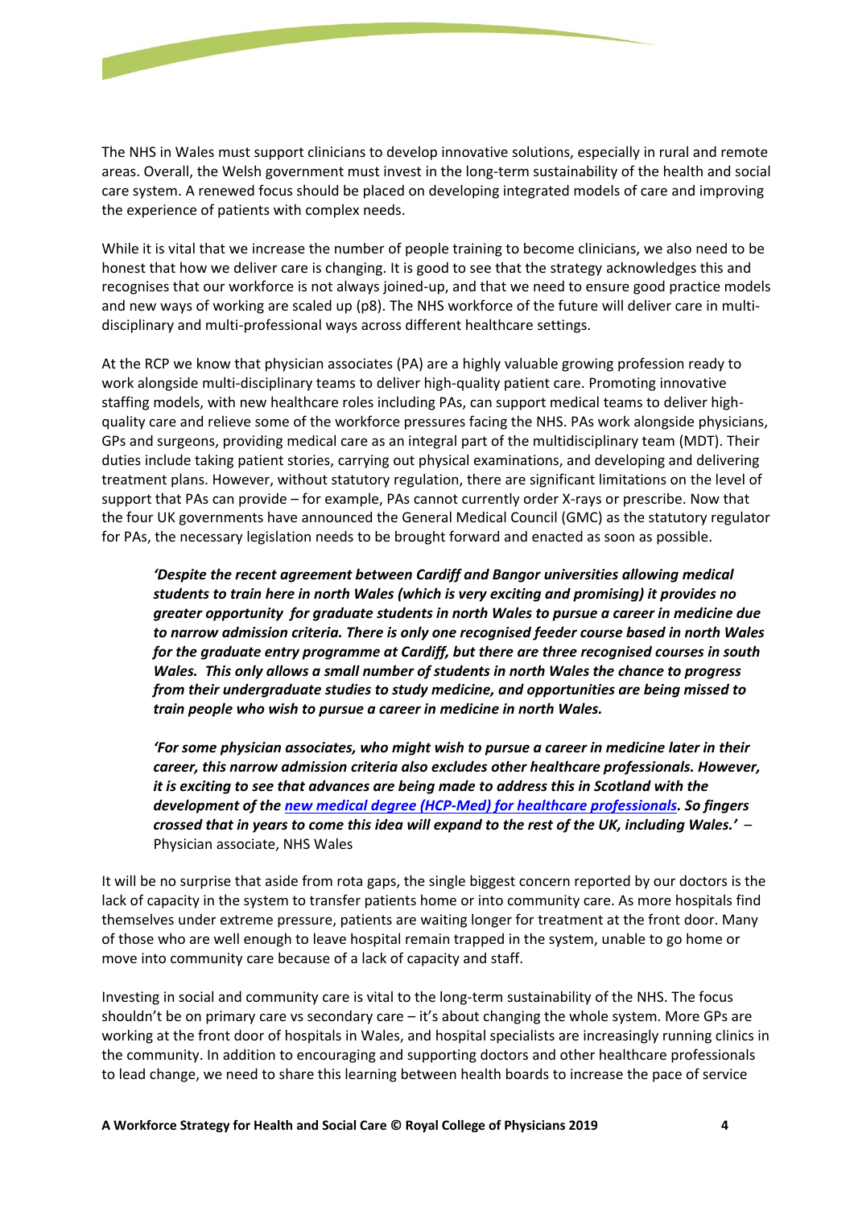The NHS in Wales must support clinicians to develop innovative solutions, especially in rural and remote areas. Overall, the Welsh government must invest in the long-term sustainability of the health and social care system. A renewed focus should be placed on developing integrated models of care and improving the experience of patients with complex needs.

While it is vital that we increase the number of people training to become clinicians, we also need to be honest that how we deliver care is changing. It is good to see that the strategy acknowledges this and recognises that our workforce is not always joined-up, and that we need to ensure good practice models and new ways of working are scaled up (p8). The NHS workforce of the future will deliver care in multi-disciplinary and multi-professional ways across different healthcare settings.

At the RCP we know that physician associates (PA) are a highly valuable growing profession ready to work alongside multi-disciplinary teams to deliver high-quality patient care. Promoting innovative staffing models, with new healthcare roles including PAs, can support medical teams to deliver high-quality care and relieve some of the workforce pressures facing the NHS. PAs work alongside physicians, GPs and surgeons, providing medical care as an integral part of the multidisciplinary team (MDT). Their duties include taking patient stories, carrying out physical examinations, and developing and delivering treatment plans. However, without statutory regulation, there are significant limitations on the level of support that PAs can provide – for example, PAs cannot currently order X-rays or prescribe. Now that the four UK governments have announced the General Medical Council (GMC) as the statutory regulator for PAs, the necessary legislation needs to be brought forward and enacted as soon as possible.

> ***'Despite the recent agreement between Cardiff and Bangor universities allowing medical students to train here in north Wales (which is very exciting and promising) it provides no greater opportunity for graduate students in north Wales to pursue a career in medicine due to narrow admission criteria. There is only one recognised feeder course based in north Wales for the graduate entry programme at Cardiff, but there are three recognised courses in south Wales. This only allows a small number of students in north Wales the chance to progress from their undergraduate studies to study medicine, and opportunities are being missed to train people who wish to pursue a career in medicine in north Wales.***
>
> ***'For some physician associates, who might wish to pursue a career in medicine later in their career, this narrow admission criteria also excludes other healthcare professionals. However, it is exciting to see that advances are being made to address this in Scotland with the development of the new medical degree (HCP-Med) for healthcare professionals. So fingers crossed that in years to come this idea will expand to the rest of the UK, including Wales.'*** – Physician associate, NHS Wales

It will be no surprise that aside from rota gaps, the single biggest concern reported by our doctors is the lack of capacity in the system to transfer patients home or into community care. As more hospitals find themselves under extreme pressure, patients are waiting longer for treatment at the front door. Many of those who are well enough to leave hospital remain trapped in the system, unable to go home or move into community care because of a lack of capacity and staff.

Investing in social and community care is vital to the long-term sustainability of the NHS. The focus shouldn't be on primary care vs secondary care – it's about changing the whole system. More GPs are working at the front door of hospitals in Wales, and hospital specialists are increasingly running clinics in the community. In addition to encouraging and supporting doctors and other healthcare professionals to lead change, we need to share this learning between health boards to increase the pace of service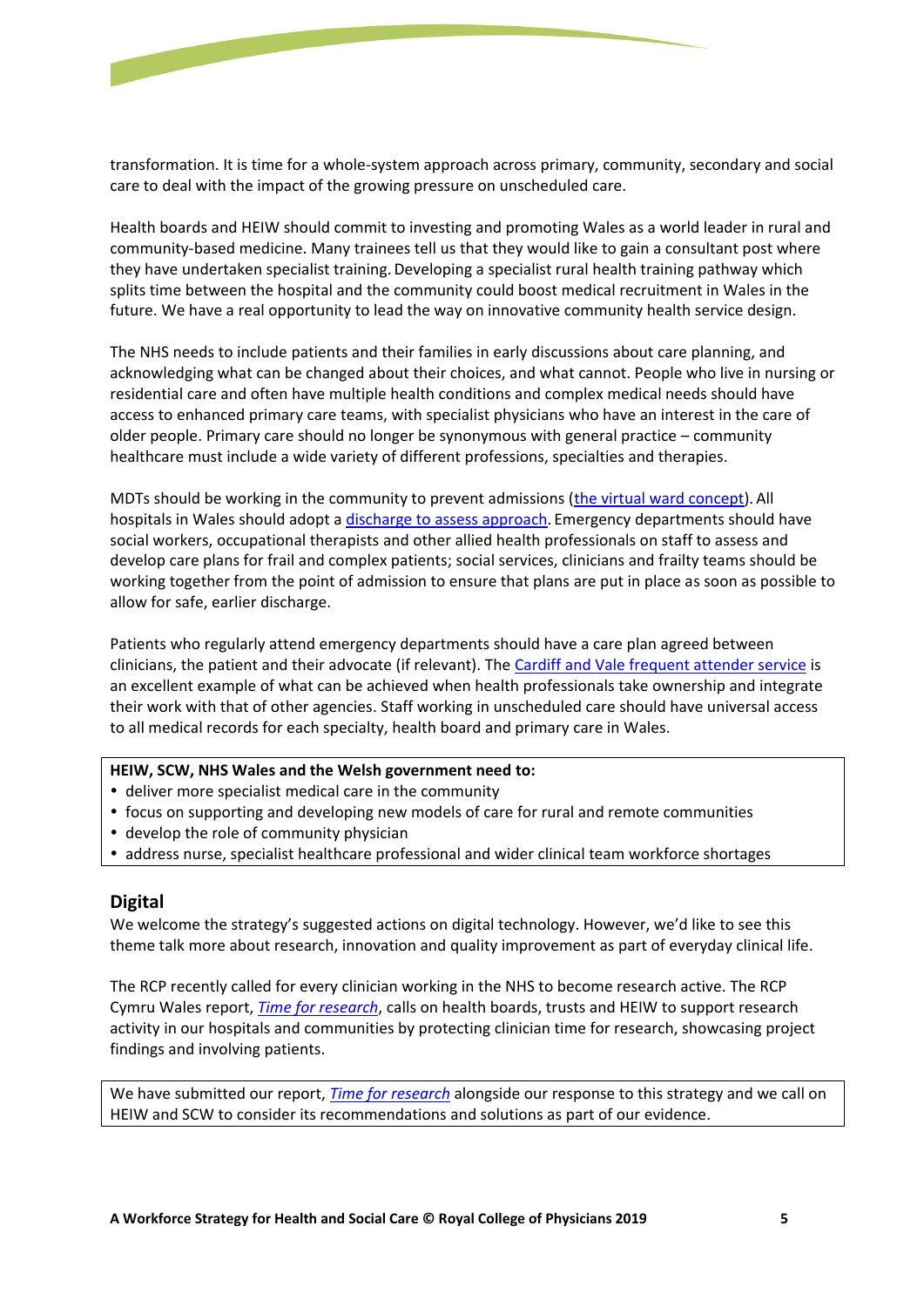transformation. It is time for a whole-system approach across primary, community, secondary and social care to deal with the impact of the growing pressure on unscheduled care.

Health boards and HEIW should commit to investing and promoting Wales as a world leader in rural and community-based medicine. Many trainees tell us that they would like to gain a consultant post where they have undertaken specialist training. Developing a specialist rural health training pathway which splits time between the hospital and the community could boost medical recruitment in Wales in the future. We have a real opportunity to lead the way on innovative community health service design.

The NHS needs to include patients and their families in early discussions about care planning, and acknowledging what can be changed about their choices, and what cannot. People who live in nursing or residential care and often have multiple health conditions and complex medical needs should have access to enhanced primary care teams, with specialist physicians who have an interest in the care of older people. Primary care should no longer be synonymous with general practice – community healthcare must include a wide variety of different professions, specialties and therapies.

MDTs should be working in the community to prevent admissions (the virtual ward concept). All hospitals in Wales should adopt a discharge to assess approach. Emergency departments should have social workers, occupational therapists and other allied health professionals on staff to assess and develop care plans for frail and complex patients; social services, clinicians and frailty teams should be working together from the point of admission to ensure that plans are put in place as soon as possible to allow for safe, earlier discharge.

Patients who regularly attend emergency departments should have a care plan agreed between clinicians, the patient and their advocate (if relevant). The Cardiff and Vale frequent attender service is an excellent example of what can be achieved when health professionals take ownership and integrate their work with that of other agencies. Staff working in unscheduled care should have universal access to all medical records for each specialty, health board and primary care in Wales.

**HEIW, SCW, NHS Wales and the Welsh government need to:**

- deliver more specialist medical care in the community
- focus on supporting and developing new models of care for rural and remote communities
- develop the role of community physician
- address nurse, specialist healthcare professional and wider clinical team workforce shortages

## Digital

We welcome the strategy's suggested actions on digital technology. However, we'd like to see this theme talk more about research, innovation and quality improvement as part of everyday clinical life.

The RCP recently called for every clinician working in the NHS to become research active. The RCP Cymru Wales report, *Time for research*, calls on health boards, trusts and HEIW to support research activity in our hospitals and communities by protecting clinician time for research, showcasing project findings and involving patients.

We have submitted our report, *Time for research* alongside our response to this strategy and we call on HEIW and SCW to consider its recommendations and solutions as part of our evidence.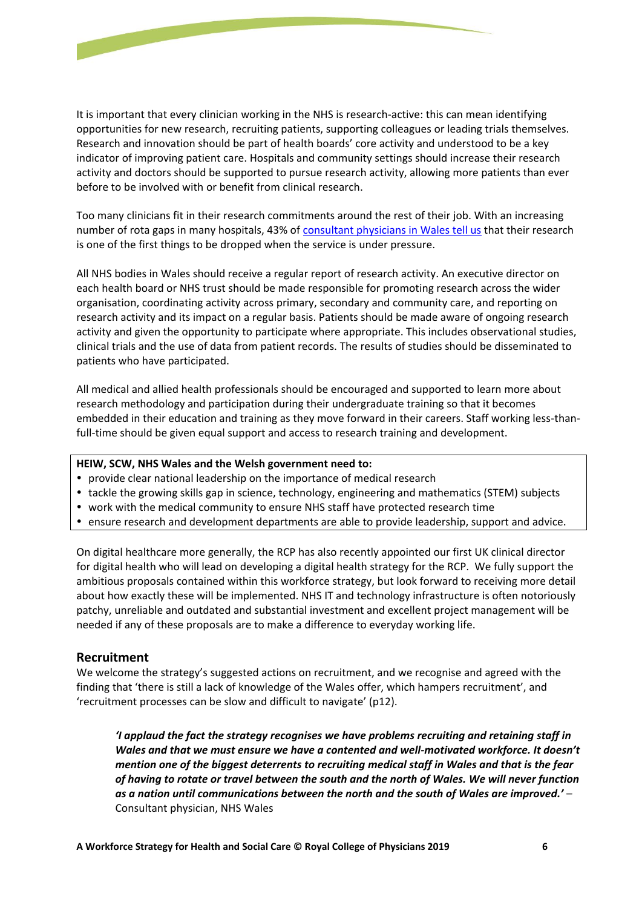It is important that every clinician working in the NHS is research-active: this can mean identifying opportunities for new research, recruiting patients, supporting colleagues or leading trials themselves. Research and innovation should be part of health boards' core activity and understood to be a key indicator of improving patient care. Hospitals and community settings should increase their research activity and doctors should be supported to pursue research activity, allowing more patients than ever before to be involved with or benefit from clinical research.

Too many clinicians fit in their research commitments around the rest of their job. With an increasing number of rota gaps in many hospitals, 43% of consultant physicians in Wales tell us that their research is one of the first things to be dropped when the service is under pressure.

All NHS bodies in Wales should receive a regular report of research activity. An executive director on each health board or NHS trust should be made responsible for promoting research across the wider organisation, coordinating activity across primary, secondary and community care, and reporting on research activity and its impact on a regular basis. Patients should be made aware of ongoing research activity and given the opportunity to participate where appropriate. This includes observational studies, clinical trials and the use of data from patient records. The results of studies should be disseminated to patients who have participated.

All medical and allied health professionals should be encouraged and supported to learn more about research methodology and participation during their undergraduate training so that it becomes embedded in their education and training as they move forward in their careers. Staff working less-than-full-time should be given equal support and access to research training and development.

**HEIW, SCW, NHS Wales and the Welsh government need to:**

- provide clear national leadership on the importance of medical research
- tackle the growing skills gap in science, technology, engineering and mathematics (STEM) subjects
- work with the medical community to ensure NHS staff have protected research time
- ensure research and development departments are able to provide leadership, support and advice.

On digital healthcare more generally, the RCP has also recently appointed our first UK clinical director for digital health who will lead on developing a digital health strategy for the RCP. We fully support the ambitious proposals contained within this workforce strategy, but look forward to receiving more detail about how exactly these will be implemented. NHS IT and technology infrastructure is often notoriously patchy, unreliable and outdated and substantial investment and excellent project management will be needed if any of these proposals are to make a difference to everyday working life.

## Recruitment

We welcome the strategy's suggested actions on recruitment, and we recognise and agreed with the finding that 'there is still a lack of knowledge of the Wales offer, which hampers recruitment', and 'recruitment processes can be slow and difficult to navigate' (p12).

> ***'I applaud the fact the strategy recognises we have problems recruiting and retaining staff in Wales and that we must ensure we have a contented and well-motivated workforce. It doesn't mention one of the biggest deterrents to recruiting medical staff in Wales and that is the fear of having to rotate or travel between the south and the north of Wales. We will never function as a nation until communications between the north and the south of Wales are improved.'*** – Consultant physician, NHS Wales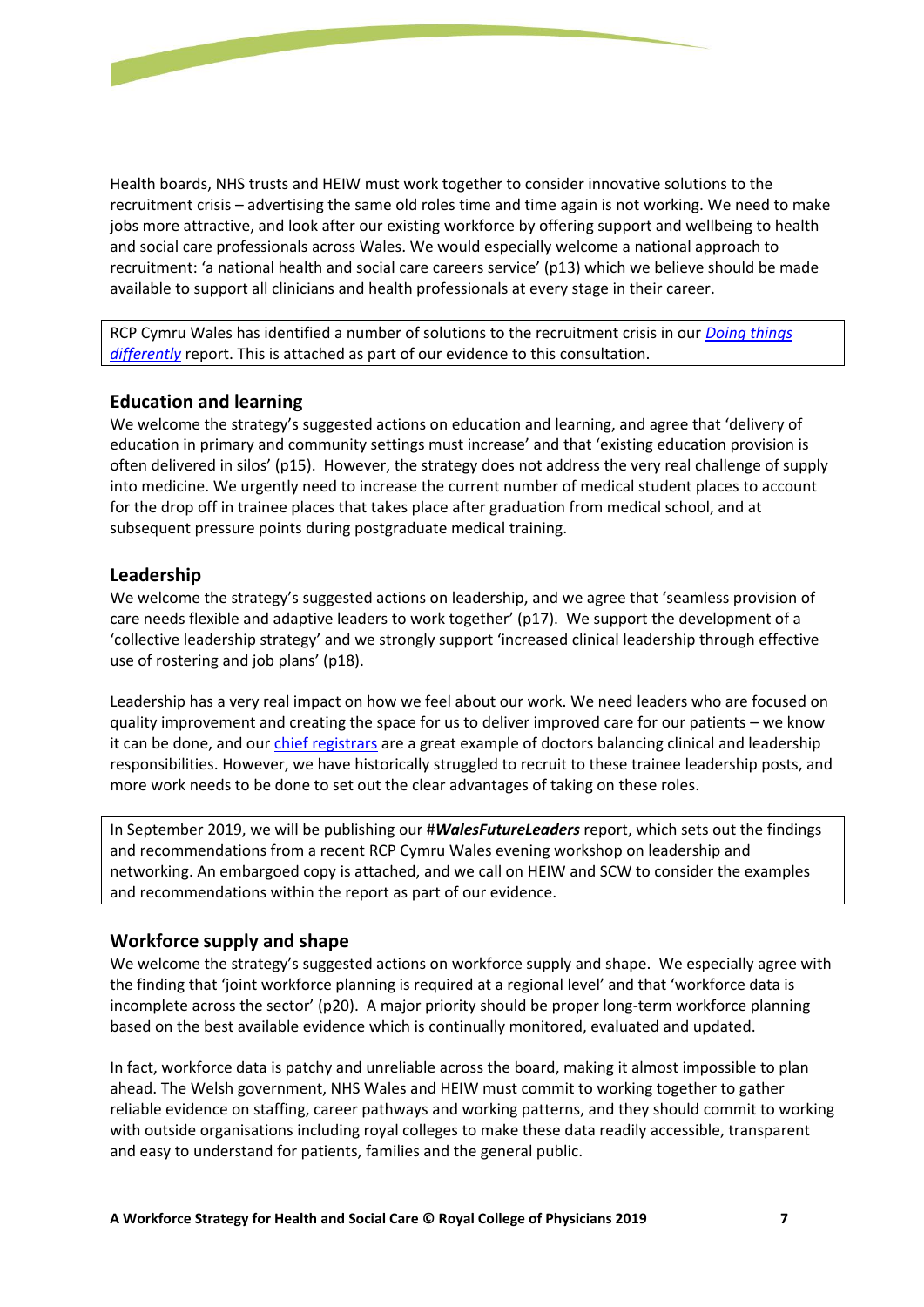Health boards, NHS trusts and HEIW must work together to consider innovative solutions to the recruitment crisis – advertising the same old roles time and time again is not working. We need to make jobs more attractive, and look after our existing workforce by offering support and wellbeing to health and social care professionals across Wales. We would especially welcome a national approach to recruitment: 'a national health and social care careers service' (p13) which we believe should be made available to support all clinicians and health professionals at every stage in their career.

RCP Cymru Wales has identified a number of solutions to the recruitment crisis in our *Doing things differently* report. This is attached as part of our evidence to this consultation.

## Education and learning

We welcome the strategy's suggested actions on education and learning, and agree that 'delivery of education in primary and community settings must increase' and that 'existing education provision is often delivered in silos' (p15). However, the strategy does not address the very real challenge of supply into medicine. We urgently need to increase the current number of medical student places to account for the drop off in trainee places that takes place after graduation from medical school, and at subsequent pressure points during postgraduate medical training.

## Leadership

We welcome the strategy's suggested actions on leadership, and we agree that 'seamless provision of care needs flexible and adaptive leaders to work together' (p17). We support the development of a 'collective leadership strategy' and we strongly support 'increased clinical leadership through effective use of rostering and job plans' (p18).

Leadership has a very real impact on how we feel about our work. We need leaders who are focused on quality improvement and creating the space for us to deliver improved care for our patients – we know it can be done, and our chief registrars are a great example of doctors balancing clinical and leadership responsibilities. However, we have historically struggled to recruit to these trainee leadership posts, and more work needs to be done to set out the clear advantages of taking on these roles.

In September 2019, we will be publishing our #***WalesFutureLeaders*** report, which sets out the findings and recommendations from a recent RCP Cymru Wales evening workshop on leadership and networking. An embargoed copy is attached, and we call on HEIW and SCW to consider the examples and recommendations within the report as part of our evidence.

## Workforce supply and shape

We welcome the strategy's suggested actions on workforce supply and shape. We especially agree with the finding that 'joint workforce planning is required at a regional level' and that 'workforce data is incomplete across the sector' (p20). A major priority should be proper long-term workforce planning based on the best available evidence which is continually monitored, evaluated and updated.

In fact, workforce data is patchy and unreliable across the board, making it almost impossible to plan ahead. The Welsh government, NHS Wales and HEIW must commit to working together to gather reliable evidence on staffing, career pathways and working patterns, and they should commit to working with outside organisations including royal colleges to make these data readily accessible, transparent and easy to understand for patients, families and the general public.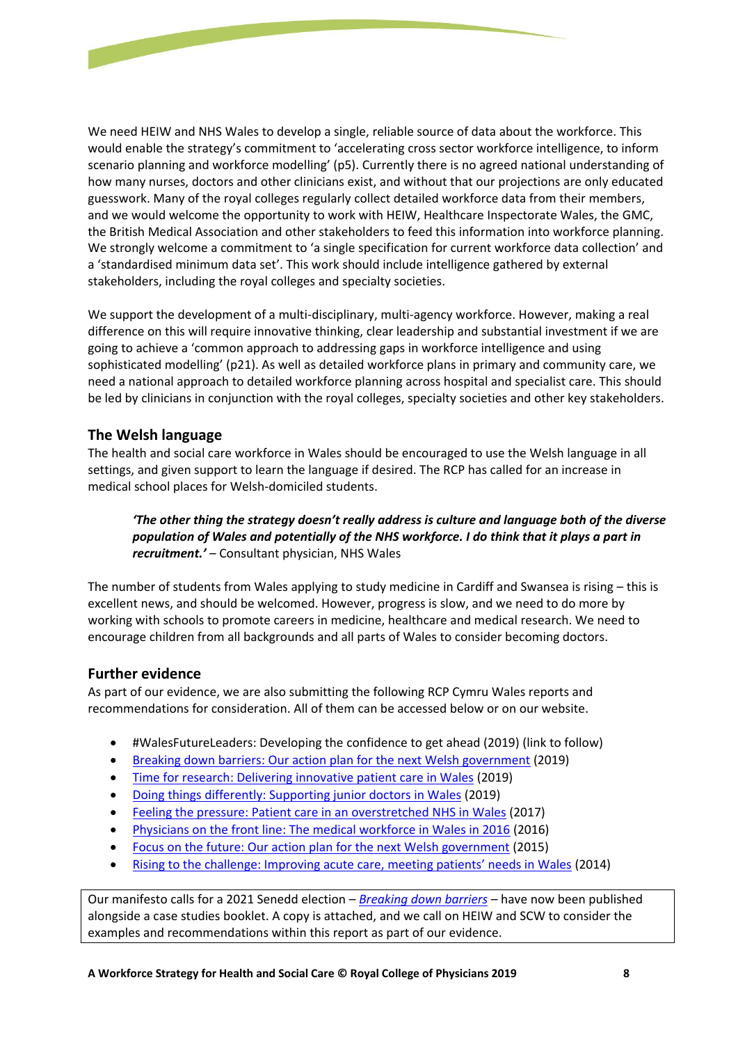We need HEIW and NHS Wales to develop a single, reliable source of data about the workforce. This would enable the strategy's commitment to 'accelerating cross sector workforce intelligence, to inform scenario planning and workforce modelling' (p5). Currently there is no agreed national understanding of how many nurses, doctors and other clinicians exist, and without that our projections are only educated guesswork. Many of the royal colleges regularly collect detailed workforce data from their members, and we would welcome the opportunity to work with HEIW, Healthcare Inspectorate Wales, the GMC, the British Medical Association and other stakeholders to feed this information into workforce planning. We strongly welcome a commitment to 'a single specification for current workforce data collection' and a 'standardised minimum data set'. This work should include intelligence gathered by external stakeholders, including the royal colleges and specialty societies.

We support the development of a multi-disciplinary, multi-agency workforce. However, making a real difference on this will require innovative thinking, clear leadership and substantial investment if we are going to achieve a 'common approach to addressing gaps in workforce intelligence and using sophisticated modelling' (p21). As well as detailed workforce plans in primary and community care, we need a national approach to detailed workforce planning across hospital and specialist care. This should be led by clinicians in conjunction with the royal colleges, specialty societies and other key stakeholders.

## The Welsh language

The health and social care workforce in Wales should be encouraged to use the Welsh language in all settings, and given support to learn the language if desired. The RCP has called for an increase in medical school places for Welsh-domiciled students.

> ***'The other thing the strategy doesn't really address is culture and language both of the diverse population of Wales and potentially of the NHS workforce. I do think that it plays a part in recruitment.'*** – Consultant physician, NHS Wales

The number of students from Wales applying to study medicine in Cardiff and Swansea is rising – this is excellent news, and should be welcomed. However, progress is slow, and we need to do more by working with schools to promote careers in medicine, healthcare and medical research. We need to encourage children from all backgrounds and all parts of Wales to consider becoming doctors.

## Further evidence

As part of our evidence, we are also submitting the following RCP Cymru Wales reports and recommendations for consideration. All of them can be accessed below or on our website.

- #WalesFutureLeaders: Developing the confidence to get ahead (2019) (link to follow)
- Breaking down barriers: Our action plan for the next Welsh government (2019)
- Time for research: Delivering innovative patient care in Wales (2019)
- Doing things differently: Supporting junior doctors in Wales (2019)
- Feeling the pressure: Patient care in an overstretched NHS in Wales (2017)
- Physicians on the front line: The medical workforce in Wales in 2016 (2016)
- Focus on the future: Our action plan for the next Welsh government (2015)
- Rising to the challenge: Improving acute care, meeting patients' needs in Wales (2014)

Our manifesto calls for a 2021 Senedd election – *Breaking down barriers* – have now been published alongside a case studies booklet. A copy is attached, and we call on HEIW and SCW to consider the examples and recommendations within this report as part of our evidence.